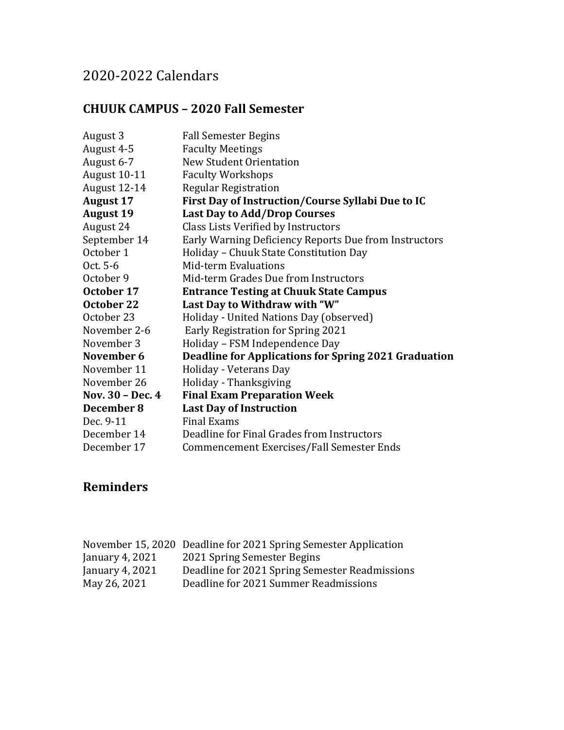# 2020-2022 Calendars

## CHUUK CAMPUS – 2020 Fall Semester

| | |
|---|---|
| August 3 | Fall Semester Begins |
| August 4-5 | Faculty Meetings |
| August 6-7 | New Student Orientation |
| August 10-11 | Faculty Workshops |
| August 12-14 | Regular Registration |
| **August 17** | **First Day of Instruction/Course Syllabi Due to IC** |
| **August 19** | **Last Day to Add/Drop Courses** |
| August 24 | Class Lists Verified by Instructors |
| September 14 | Early Warning Deficiency Reports Due from Instructors |
| October 1 | Holiday – Chuuk State Constitution Day |
| Oct. 5-6 | Mid-term Evaluations |
| October 9 | Mid-term Grades Due from Instructors |
| **October 17** | **Entrance Testing at Chuuk State Campus** |
| **October 22** | **Last Day to Withdraw with "W"** |
| October 23 | Holiday - United Nations Day (observed) |
| November 2-6 | Early Registration for Spring 2021 |
| November 3 | Holiday – FSM Independence Day |
| **November 6** | **Deadline for Applications for Spring 2021 Graduation** |
| November 11 | Holiday - Veterans Day |
| November 26 | Holiday - Thanksgiving |
| **Nov. 30 – Dec. 4** | **Final Exam Preparation Week** |
| **December 8** | **Last Day of Instruction** |
| Dec. 9-11 | Final Exams |
| December 14 | Deadline for Final Grades from Instructors |
| December 17 | Commencement Exercises/Fall Semester Ends |

## Reminders

| | |
|---|---|
| November 15, 2020 | Deadline for 2021 Spring Semester Application |
| January 4, 2021 | 2021 Spring Semester Begins |
| January 4, 2021 | Deadline for 2021 Spring Semester Readmissions |
| May 26, 2021 | Deadline for 2021 Summer Readmissions |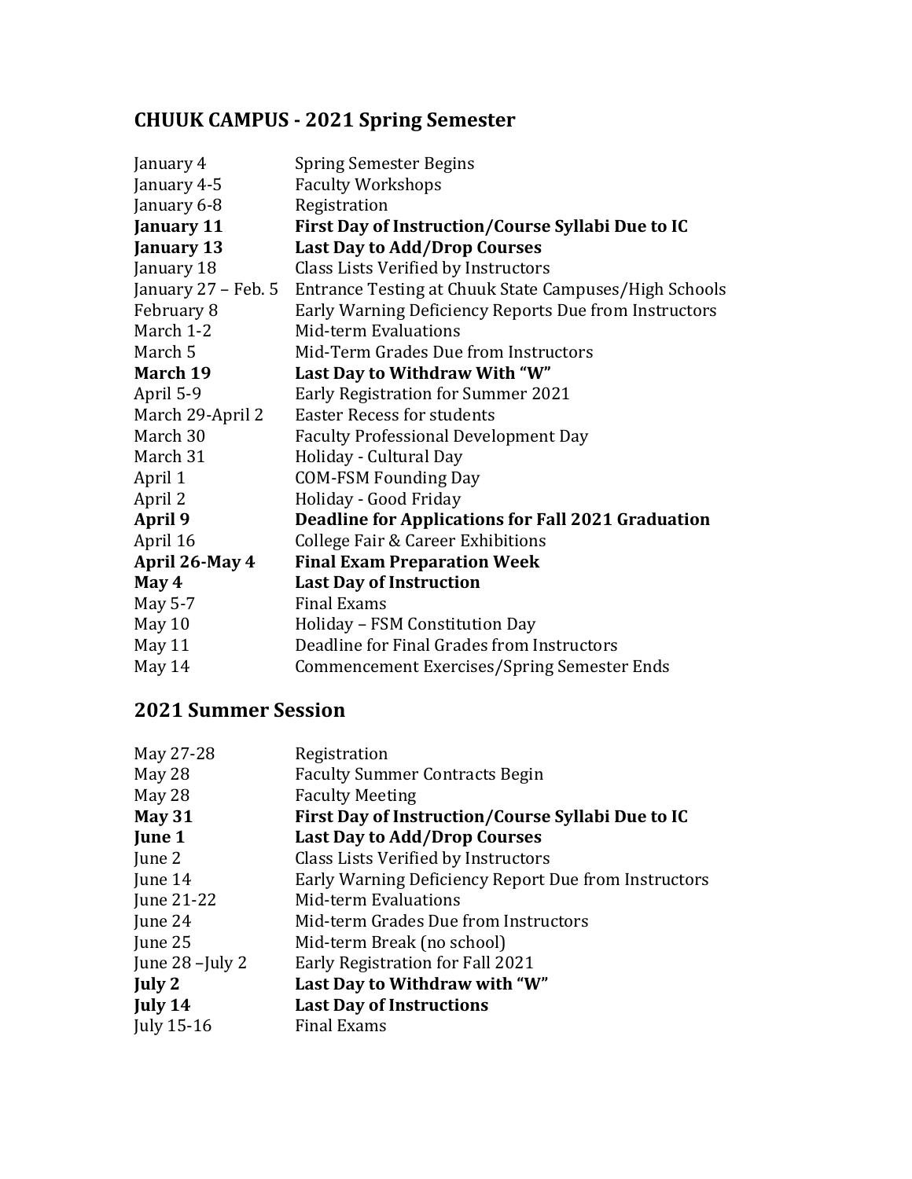## CHUUK CAMPUS - 2021 Spring Semester

| | |
|---|---|
| January 4 | Spring Semester Begins |
| January 4-5 | Faculty Workshops |
| January 6-8 | Registration |
| **January 11** | **First Day of Instruction/Course Syllabi Due to IC** |
| **January 13** | **Last Day to Add/Drop Courses** |
| January 18 | Class Lists Verified by Instructors |
| January 27 – Feb. 5 | Entrance Testing at Chuuk State Campuses/High Schools |
| February 8 | Early Warning Deficiency Reports Due from Instructors |
| March 1-2 | Mid-term Evaluations |
| March 5 | Mid-Term Grades Due from Instructors |
| **March 19** | **Last Day to Withdraw With "W"** |
| April 5-9 | Early Registration for Summer 2021 |
| March 29-April 2 | Easter Recess for students |
| March 30 | Faculty Professional Development Day |
| March 31 | Holiday - Cultural Day |
| April 1 | COM-FSM Founding Day |
| April 2 | Holiday - Good Friday |
| **April 9** | **Deadline for Applications for Fall 2021 Graduation** |
| April 16 | College Fair & Career Exhibitions |
| **April 26-May 4** | **Final Exam Preparation Week** |
| **May 4** | **Last Day of Instruction** |
| May 5-7 | Final Exams |
| May 10 | Holiday – FSM Constitution Day |
| May 11 | Deadline for Final Grades from Instructors |
| May 14 | Commencement Exercises/Spring Semester Ends |

## 2021 Summer Session

| | |
|---|---|
| May 27-28 | Registration |
| May 28 | Faculty Summer Contracts Begin |
| May 28 | Faculty Meeting |
| **May 31** | **First Day of Instruction/Course Syllabi Due to IC** |
| **June 1** | **Last Day to Add/Drop Courses** |
| June 2 | Class Lists Verified by Instructors |
| June 14 | Early Warning Deficiency Report Due from Instructors |
| June 21-22 | Mid-term Evaluations |
| June 24 | Mid-term Grades Due from Instructors |
| June 25 | Mid-term Break (no school) |
| June 28 –July 2 | Early Registration for Fall 2021 |
| **July 2** | **Last Day to Withdraw with "W"** |
| **July 14** | **Last Day of Instructions** |
| July 15-16 | Final Exams |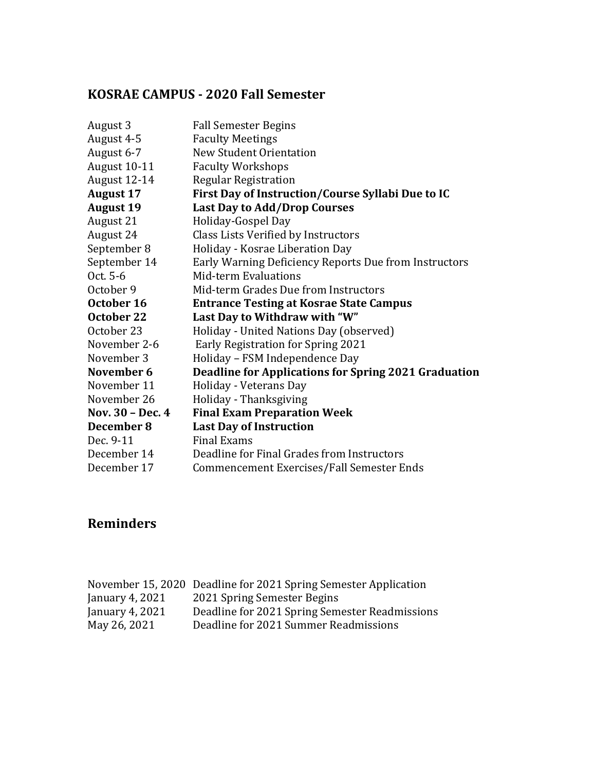## KOSRAE CAMPUS - 2020 Fall Semester

| | |
|---|---|
| August 3 | Fall Semester Begins |
| August 4-5 | Faculty Meetings |
| August 6-7 | New Student Orientation |
| August 10-11 | Faculty Workshops |
| August 12-14 | Regular Registration |
| **August 17** | **First Day of Instruction/Course Syllabi Due to IC** |
| **August 19** | **Last Day to Add/Drop Courses** |
| August 21 | Holiday-Gospel Day |
| August 24 | Class Lists Verified by Instructors |
| September 8 | Holiday - Kosrae Liberation Day |
| September 14 | Early Warning Deficiency Reports Due from Instructors |
| Oct. 5-6 | Mid-term Evaluations |
| October 9 | Mid-term Grades Due from Instructors |
| **October 16** | **Entrance Testing at Kosrae State Campus** |
| **October 22** | **Last Day to Withdraw with "W"** |
| October 23 | Holiday - United Nations Day (observed) |
| November 2-6 | Early Registration for Spring 2021 |
| November 3 | Holiday – FSM Independence Day |
| **November 6** | **Deadline for Applications for Spring 2021 Graduation** |
| November 11 | Holiday - Veterans Day |
| November 26 | Holiday - Thanksgiving |
| **Nov. 30 – Dec. 4** | **Final Exam Preparation Week** |
| **December 8** | **Last Day of Instruction** |
| Dec. 9-11 | Final Exams |
| December 14 | Deadline for Final Grades from Instructors |
| December 17 | Commencement Exercises/Fall Semester Ends |

## Reminders

| | |
|---|---|
| November 15, 2020 | Deadline for 2021 Spring Semester Application |
| January 4, 2021 | 2021 Spring Semester Begins |
| January 4, 2021 | Deadline for 2021 Spring Semester Readmissions |
| May 26, 2021 | Deadline for 2021 Summer Readmissions |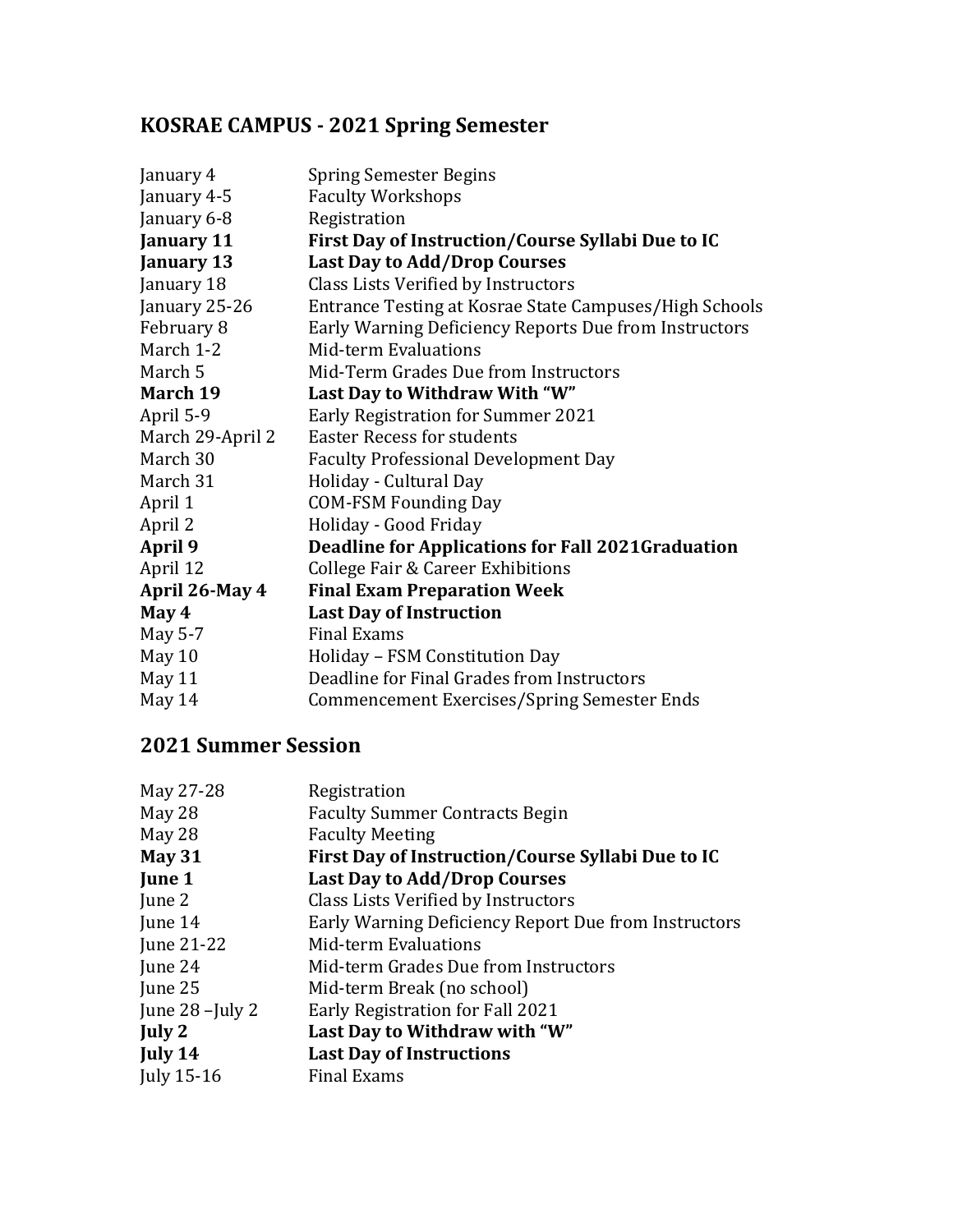## KOSRAE CAMPUS - 2021 Spring Semester

| | |
|---|---|
| January 4 | Spring Semester Begins |
| January 4-5 | Faculty Workshops |
| January 6-8 | Registration |
| **January 11** | **First Day of Instruction/Course Syllabi Due to IC** |
| **January 13** | **Last Day to Add/Drop Courses** |
| January 18 | Class Lists Verified by Instructors |
| January 25-26 | Entrance Testing at Kosrae State Campuses/High Schools |
| February 8 | Early Warning Deficiency Reports Due from Instructors |
| March 1-2 | Mid-term Evaluations |
| March 5 | Mid-Term Grades Due from Instructors |
| **March 19** | **Last Day to Withdraw With "W"** |
| April 5-9 | Early Registration for Summer 2021 |
| March 29-April 2 | Easter Recess for students |
| March 30 | Faculty Professional Development Day |
| March 31 | Holiday - Cultural Day |
| April 1 | COM-FSM Founding Day |
| April 2 | Holiday - Good Friday |
| **April 9** | **Deadline for Applications for Fall 2021Graduation** |
| April 12 | College Fair & Career Exhibitions |
| **April 26-May 4** | **Final Exam Preparation Week** |
| **May 4** | **Last Day of Instruction** |
| May 5-7 | Final Exams |
| May 10 | Holiday – FSM Constitution Day |
| May 11 | Deadline for Final Grades from Instructors |
| May 14 | Commencement Exercises/Spring Semester Ends |

## 2021 Summer Session

| | |
|---|---|
| May 27-28 | Registration |
| May 28 | Faculty Summer Contracts Begin |
| May 28 | Faculty Meeting |
| **May 31** | **First Day of Instruction/Course Syllabi Due to IC** |
| **June 1** | **Last Day to Add/Drop Courses** |
| June 2 | Class Lists Verified by Instructors |
| June 14 | Early Warning Deficiency Report Due from Instructors |
| June 21-22 | Mid-term Evaluations |
| June 24 | Mid-term Grades Due from Instructors |
| June 25 | Mid-term Break (no school) |
| June 28 –July 2 | Early Registration for Fall 2021 |
| **July 2** | **Last Day to Withdraw with "W"** |
| **July 14** | **Last Day of Instructions** |
| July 15-16 | Final Exams |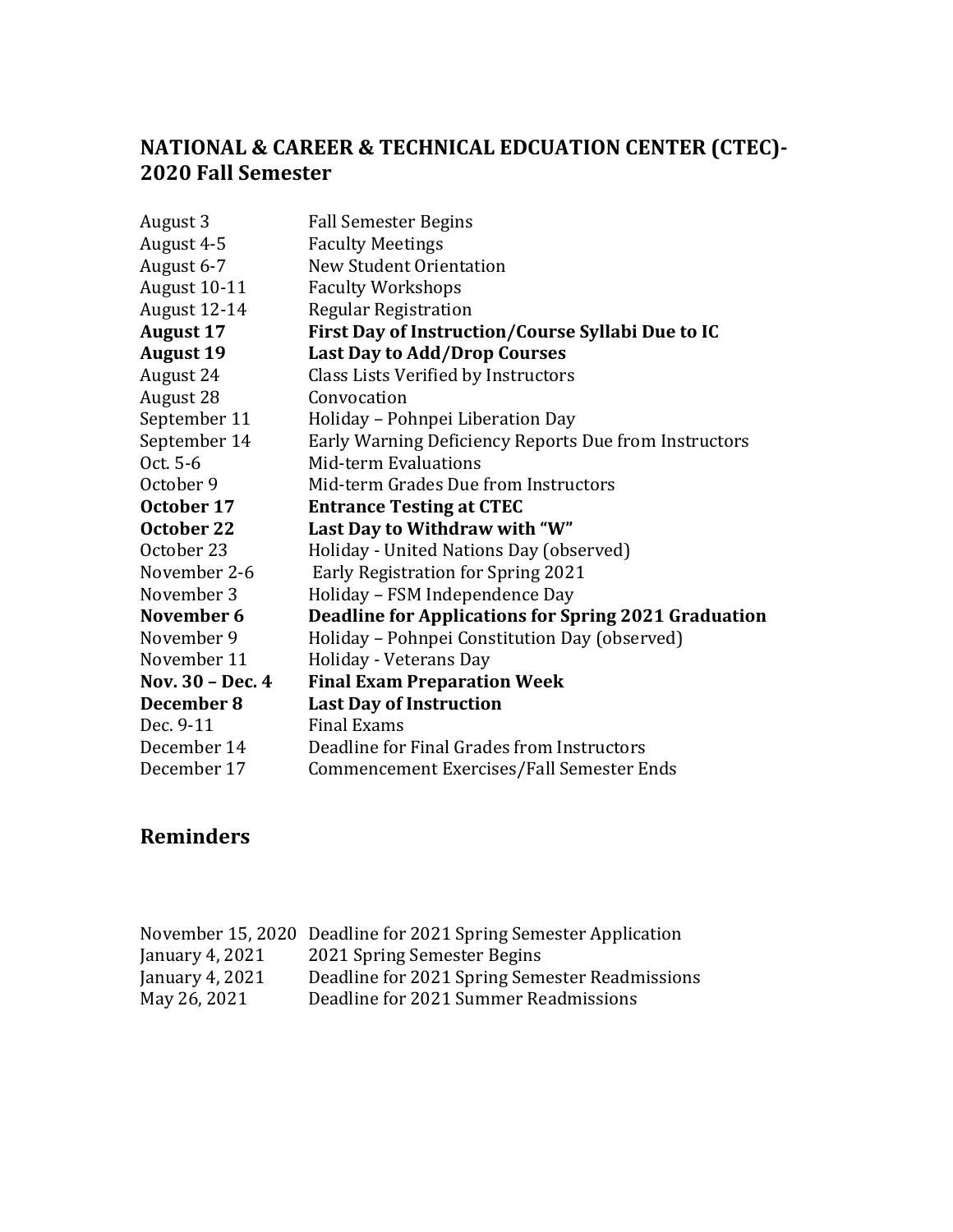## NATIONAL & CAREER & TECHNICAL EDCUATION CENTER (CTEC)-2020 Fall Semester

| | |
|---|---|
| August 3 | Fall Semester Begins |
| August 4-5 | Faculty Meetings |
| August 6-7 | New Student Orientation |
| August 10-11 | Faculty Workshops |
| August 12-14 | Regular Registration |
| **August 17** | **First Day of Instruction/Course Syllabi Due to IC** |
| **August 19** | **Last Day to Add/Drop Courses** |
| August 24 | Class Lists Verified by Instructors |
| August 28 | Convocation |
| September 11 | Holiday – Pohnpei Liberation Day |
| September 14 | Early Warning Deficiency Reports Due from Instructors |
| Oct. 5-6 | Mid-term Evaluations |
| October 9 | Mid-term Grades Due from Instructors |
| **October 17** | **Entrance Testing at CTEC** |
| **October 22** | **Last Day to Withdraw with "W"** |
| October 23 | Holiday - United Nations Day (observed) |
| November 2-6 | Early Registration for Spring 2021 |
| November 3 | Holiday – FSM Independence Day |
| **November 6** | **Deadline for Applications for Spring 2021 Graduation** |
| November 9 | Holiday – Pohnpei Constitution Day (observed) |
| November 11 | Holiday - Veterans Day |
| **Nov. 30 – Dec. 4** | **Final Exam Preparation Week** |
| **December 8** | **Last Day of Instruction** |
| Dec. 9-11 | Final Exams |
| December 14 | Deadline for Final Grades from Instructors |
| December 17 | Commencement Exercises/Fall Semester Ends |

## Reminders

| | |
|---|---|
| November 15, 2020 | Deadline for 2021 Spring Semester Application |
| January 4, 2021 | 2021 Spring Semester Begins |
| January 4, 2021 | Deadline for 2021 Spring Semester Readmissions |
| May 26, 2021 | Deadline for 2021 Summer Readmissions |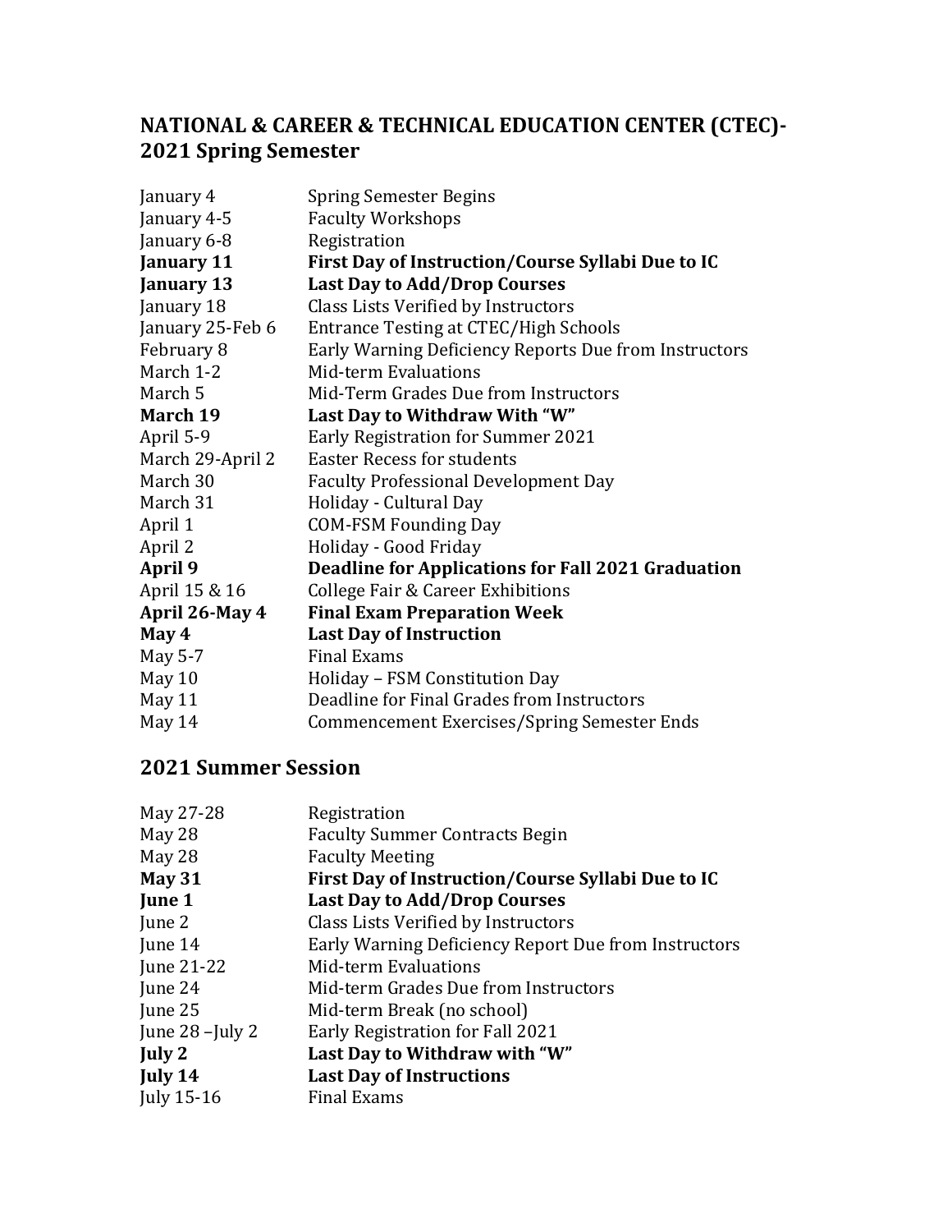## NATIONAL & CAREER & TECHNICAL EDUCATION CENTER (CTEC)- 2021 Spring Semester

| | |
|---|---|
| January 4 | Spring Semester Begins |
| January 4-5 | Faculty Workshops |
| January 6-8 | Registration |
| **January 11** | **First Day of Instruction/Course Syllabi Due to IC** |
| **January 13** | **Last Day to Add/Drop Courses** |
| January 18 | Class Lists Verified by Instructors |
| January 25-Feb 6 | Entrance Testing at CTEC/High Schools |
| February 8 | Early Warning Deficiency Reports Due from Instructors |
| March 1-2 | Mid-term Evaluations |
| March 5 | Mid-Term Grades Due from Instructors |
| **March 19** | **Last Day to Withdraw With "W"** |
| April 5-9 | Early Registration for Summer 2021 |
| March 29-April 2 | Easter Recess for students |
| March 30 | Faculty Professional Development Day |
| March 31 | Holiday - Cultural Day |
| April 1 | COM-FSM Founding Day |
| April 2 | Holiday - Good Friday |
| **April 9** | **Deadline for Applications for Fall 2021 Graduation** |
| April 15 & 16 | College Fair & Career Exhibitions |
| **April 26-May 4** | **Final Exam Preparation Week** |
| **May 4** | **Last Day of Instruction** |
| May 5-7 | Final Exams |
| May 10 | Holiday – FSM Constitution Day |
| May 11 | Deadline for Final Grades from Instructors |
| May 14 | Commencement Exercises/Spring Semester Ends |

## 2021 Summer Session

| | |
|---|---|
| May 27-28 | Registration |
| May 28 | Faculty Summer Contracts Begin |
| May 28 | Faculty Meeting |
| **May 31** | **First Day of Instruction/Course Syllabi Due to IC** |
| **June 1** | **Last Day to Add/Drop Courses** |
| June 2 | Class Lists Verified by Instructors |
| June 14 | Early Warning Deficiency Report Due from Instructors |
| June 21-22 | Mid-term Evaluations |
| June 24 | Mid-term Grades Due from Instructors |
| June 25 | Mid-term Break (no school) |
| June 28 –July 2 | Early Registration for Fall 2021 |
| **July 2** | **Last Day to Withdraw with "W"** |
| **July 14** | **Last Day of Instructions** |
| July 15-16 | Final Exams |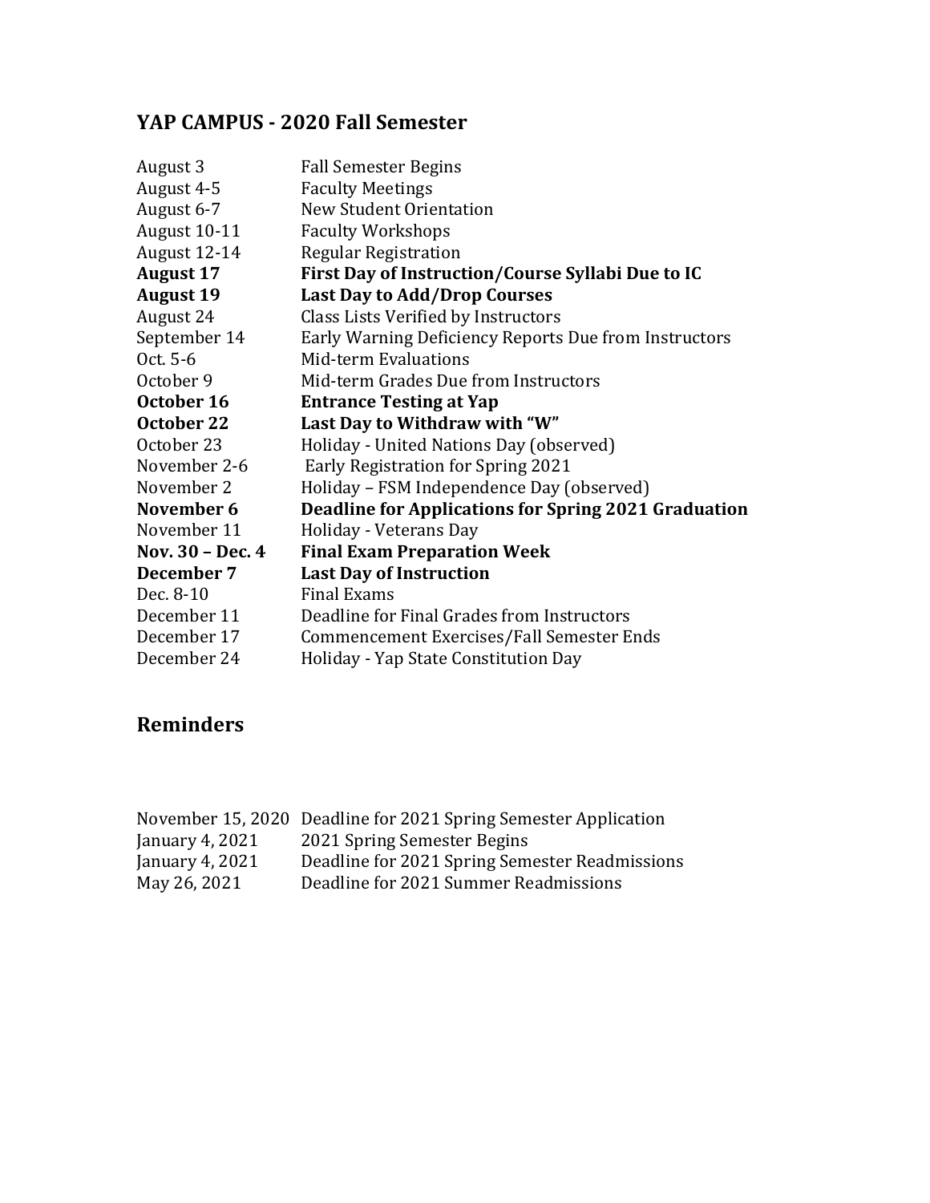## YAP CAMPUS - 2020 Fall Semester

| Date | Event |
|---|---|
| August 3 | Fall Semester Begins |
| August 4-5 | Faculty Meetings |
| August 6-7 | New Student Orientation |
| August 10-11 | Faculty Workshops |
| August 12-14 | Regular Registration |
| **August 17** | **First Day of Instruction/Course Syllabi Due to IC** |
| **August 19** | **Last Day to Add/Drop Courses** |
| August 24 | Class Lists Verified by Instructors |
| September 14 | Early Warning Deficiency Reports Due from Instructors |
| Oct. 5-6 | Mid-term Evaluations |
| October 9 | Mid-term Grades Due from Instructors |
| **October 16** | **Entrance Testing at Yap** |
| **October 22** | **Last Day to Withdraw with “W”** |
| October 23 | Holiday - United Nations Day (observed) |
| November 2-6 | Early Registration for Spring 2021 |
| November 2 | Holiday – FSM Independence Day (observed) |
| **November 6** | **Deadline for Applications for Spring 2021 Graduation** |
| November 11 | Holiday - Veterans Day |
| **Nov. 30 – Dec. 4** | **Final Exam Preparation Week** |
| **December 7** | **Last Day of Instruction** |
| Dec. 8-10 | Final Exams |
| December 11 | Deadline for Final Grades from Instructors |
| December 17 | Commencement Exercises/Fall Semester Ends |
| December 24 | Holiday - Yap State Constitution Day |

## Reminders

| Date | Event |
|---|---|
| November 15, 2020 | Deadline for 2021 Spring Semester Application |
| January 4, 2021 | 2021 Spring Semester Begins |
| January 4, 2021 | Deadline for 2021 Spring Semester Readmissions |
| May 26, 2021 | Deadline for 2021 Summer Readmissions |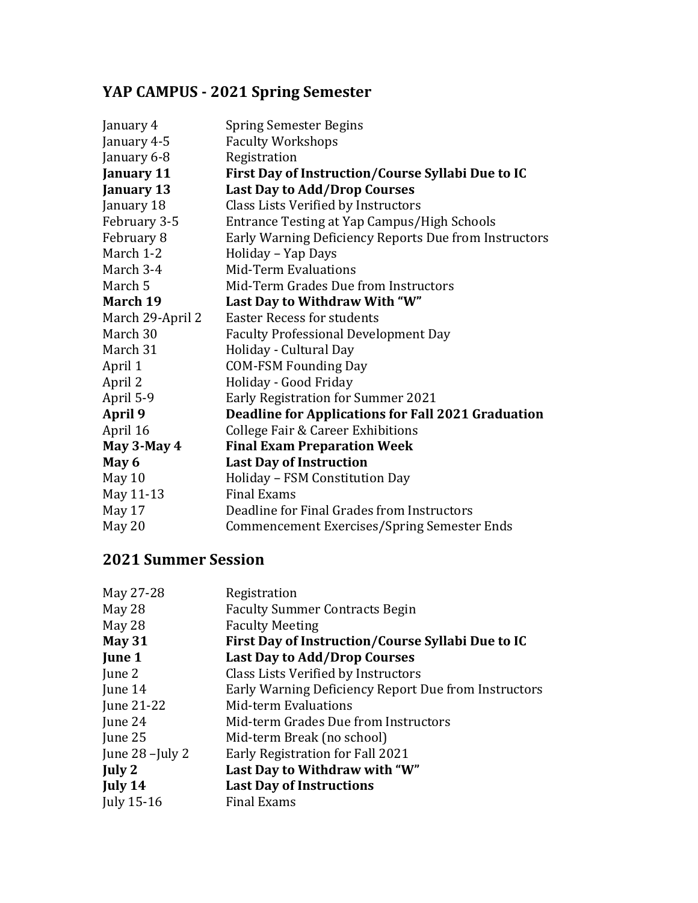## YAP CAMPUS - 2021 Spring Semester

| | |
|---|---|
| January 4 | Spring Semester Begins |
| January 4-5 | Faculty Workshops |
| January 6-8 | Registration |
| **January 11** | **First Day of Instruction/Course Syllabi Due to IC** |
| **January 13** | **Last Day to Add/Drop Courses** |
| January 18 | Class Lists Verified by Instructors |
| February 3-5 | Entrance Testing at Yap Campus/High Schools |
| February 8 | Early Warning Deficiency Reports Due from Instructors |
| March 1-2 | Holiday – Yap Days |
| March 3-4 | Mid-Term Evaluations |
| March 5 | Mid-Term Grades Due from Instructors |
| **March 19** | **Last Day to Withdraw With "W"** |
| March 29-April 2 | Easter Recess for students |
| March 30 | Faculty Professional Development Day |
| March 31 | Holiday - Cultural Day |
| April 1 | COM-FSM Founding Day |
| April 2 | Holiday - Good Friday |
| April 5-9 | Early Registration for Summer 2021 |
| **April 9** | **Deadline for Applications for Fall 2021 Graduation** |
| April 16 | College Fair & Career Exhibitions |
| **May 3-May 4** | **Final Exam Preparation Week** |
| **May 6** | **Last Day of Instruction** |
| May 10 | Holiday – FSM Constitution Day |
| May 11-13 | Final Exams |
| May 17 | Deadline for Final Grades from Instructors |
| May 20 | Commencement Exercises/Spring Semester Ends |

## 2021 Summer Session

| | |
|---|---|
| May 27-28 | Registration |
| May 28 | Faculty Summer Contracts Begin |
| May 28 | Faculty Meeting |
| **May 31** | **First Day of Instruction/Course Syllabi Due to IC** |
| **June 1** | **Last Day to Add/Drop Courses** |
| June 2 | Class Lists Verified by Instructors |
| June 14 | Early Warning Deficiency Report Due from Instructors |
| June 21-22 | Mid-term Evaluations |
| June 24 | Mid-term Grades Due from Instructors |
| June 25 | Mid-term Break (no school) |
| June 28 –July 2 | Early Registration for Fall 2021 |
| **July 2** | **Last Day to Withdraw with "W"** |
| **July 14** | **Last Day of Instructions** |
| July 15-16 | Final Exams |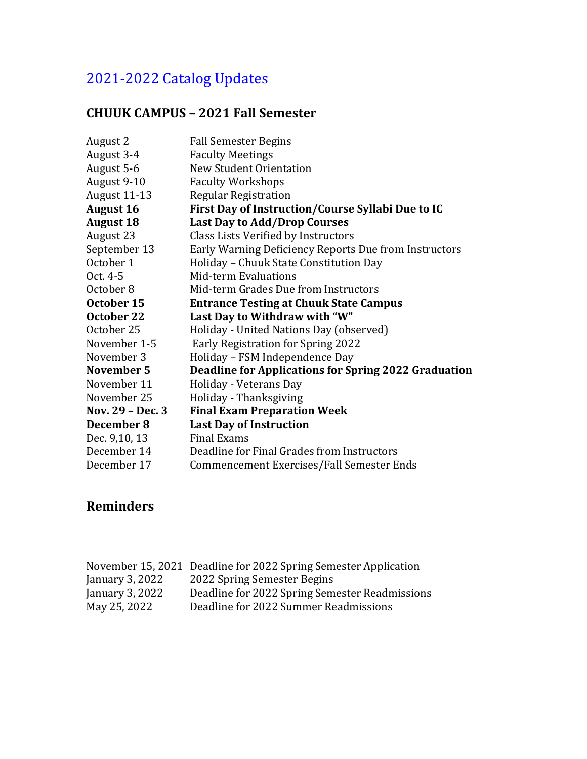# 2021-2022 Catalog Updates

## CHUUK CAMPUS – 2021 Fall Semester

| | |
|---|---|
| August 2 | Fall Semester Begins |
| August 3-4 | Faculty Meetings |
| August 5-6 | New Student Orientation |
| August 9-10 | Faculty Workshops |
| August 11-13 | Regular Registration |
| **August 16** | **First Day of Instruction/Course Syllabi Due to IC** |
| **August 18** | **Last Day to Add/Drop Courses** |
| August 23 | Class Lists Verified by Instructors |
| September 13 | Early Warning Deficiency Reports Due from Instructors |
| October 1 | Holiday – Chuuk State Constitution Day |
| Oct. 4-5 | Mid-term Evaluations |
| October 8 | Mid-term Grades Due from Instructors |
| **October 15** | **Entrance Testing at Chuuk State Campus** |
| **October 22** | **Last Day to Withdraw with "W"** |
| October 25 | Holiday - United Nations Day (observed) |
| November 1-5 | Early Registration for Spring 2022 |
| November 3 | Holiday – FSM Independence Day |
| **November 5** | **Deadline for Applications for Spring 2022 Graduation** |
| November 11 | Holiday - Veterans Day |
| November 25 | Holiday - Thanksgiving |
| **Nov. 29 – Dec. 3** | **Final Exam Preparation Week** |
| **December 8** | **Last Day of Instruction** |
| Dec. 9,10, 13 | Final Exams |
| December 14 | Deadline for Final Grades from Instructors |
| December 17 | Commencement Exercises/Fall Semester Ends |

## Reminders

| | |
|---|---|
| November 15, 2021 | Deadline for 2022 Spring Semester Application |
| January 3, 2022 | 2022 Spring Semester Begins |
| January 3, 2022 | Deadline for 2022 Spring Semester Readmissions |
| May 25, 2022 | Deadline for 2022 Summer Readmissions |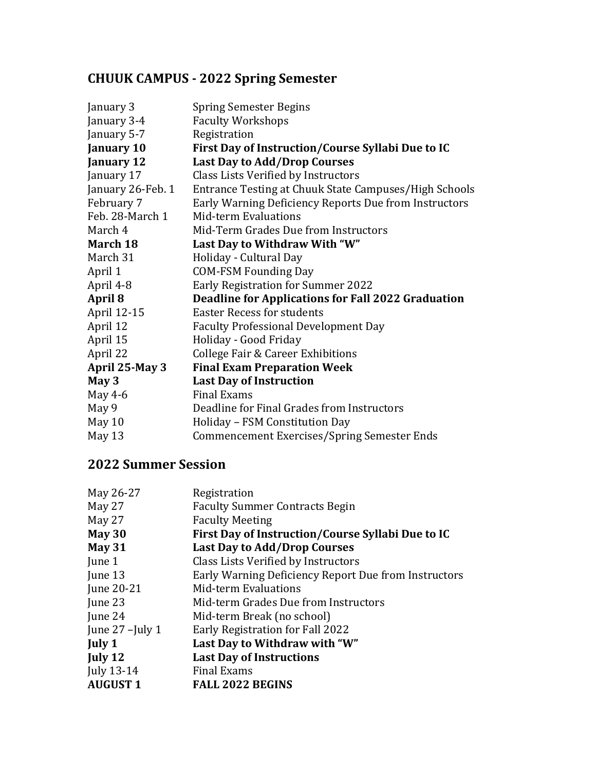## CHUUK CAMPUS - 2022 Spring Semester

| | |
|---|---|
| January 3 | Spring Semester Begins |
| January 3-4 | Faculty Workshops |
| January 5-7 | Registration |
| **January 10** | **First Day of Instruction/Course Syllabi Due to IC** |
| **January 12** | **Last Day to Add/Drop Courses** |
| January 17 | Class Lists Verified by Instructors |
| January 26-Feb. 1 | Entrance Testing at Chuuk State Campuses/High Schools |
| February 7 | Early Warning Deficiency Reports Due from Instructors |
| Feb. 28-March 1 | Mid-term Evaluations |
| March 4 | Mid-Term Grades Due from Instructors |
| **March 18** | **Last Day to Withdraw With "W"** |
| March 31 | Holiday - Cultural Day |
| April 1 | COM-FSM Founding Day |
| April 4-8 | Early Registration for Summer 2022 |
| **April 8** | **Deadline for Applications for Fall 2022 Graduation** |
| April 12-15 | Easter Recess for students |
| April 12 | Faculty Professional Development Day |
| April 15 | Holiday - Good Friday |
| April 22 | College Fair & Career Exhibitions |
| **April 25-May 3** | **Final Exam Preparation Week** |
| **May 3** | **Last Day of Instruction** |
| May 4-6 | Final Exams |
| May 9 | Deadline for Final Grades from Instructors |
| May 10 | Holiday – FSM Constitution Day |
| May 13 | Commencement Exercises/Spring Semester Ends |

## 2022 Summer Session

| | |
|---|---|
| May 26-27 | Registration |
| May 27 | Faculty Summer Contracts Begin |
| May 27 | Faculty Meeting |
| **May 30** | **First Day of Instruction/Course Syllabi Due to IC** |
| **May 31** | **Last Day to Add/Drop Courses** |
| June 1 | Class Lists Verified by Instructors |
| June 13 | Early Warning Deficiency Report Due from Instructors |
| June 20-21 | Mid-term Evaluations |
| June 23 | Mid-term Grades Due from Instructors |
| June 24 | Mid-term Break (no school) |
| June 27 –July 1 | Early Registration for Fall 2022 |
| **July 1** | **Last Day to Withdraw with "W"** |
| **July 12** | **Last Day of Instructions** |
| July 13-14 | Final Exams |
| **AUGUST 1** | **FALL 2022 BEGINS** |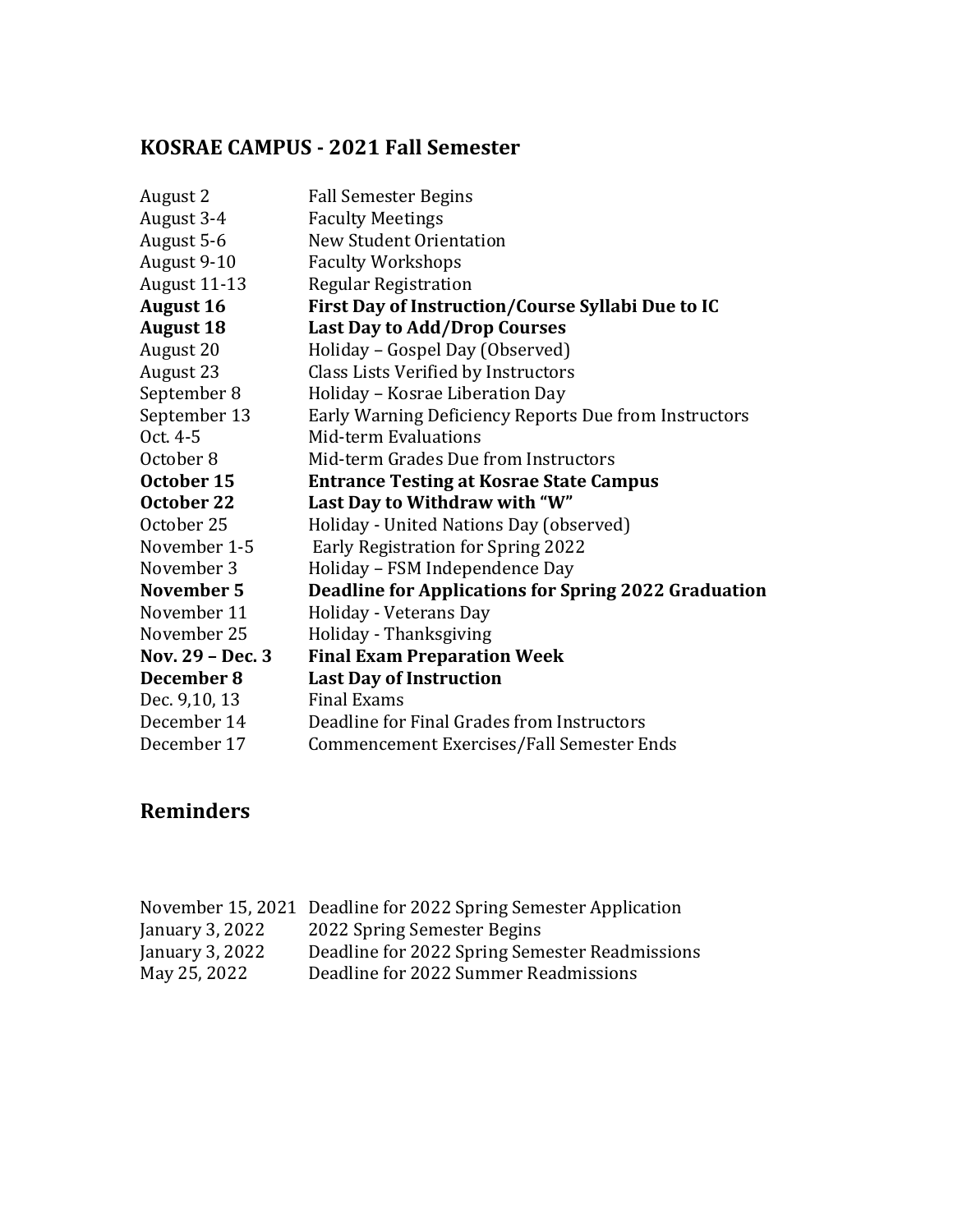## KOSRAE CAMPUS - 2021 Fall Semester

| | |
|---|---|
| August 2 | Fall Semester Begins |
| August 3-4 | Faculty Meetings |
| August 5-6 | New Student Orientation |
| August 9-10 | Faculty Workshops |
| August 11-13 | Regular Registration |
| **August 16** | **First Day of Instruction/Course Syllabi Due to IC** |
| **August 18** | **Last Day to Add/Drop Courses** |
| August 20 | Holiday – Gospel Day (Observed) |
| August 23 | Class Lists Verified by Instructors |
| September 8 | Holiday – Kosrae Liberation Day |
| September 13 | Early Warning Deficiency Reports Due from Instructors |
| Oct. 4-5 | Mid-term Evaluations |
| October 8 | Mid-term Grades Due from Instructors |
| **October 15** | **Entrance Testing at Kosrae State Campus** |
| **October 22** | **Last Day to Withdraw with "W"** |
| October 25 | Holiday - United Nations Day (observed) |
| November 1-5 | Early Registration for Spring 2022 |
| November 3 | Holiday – FSM Independence Day |
| **November 5** | **Deadline for Applications for Spring 2022 Graduation** |
| November 11 | Holiday - Veterans Day |
| November 25 | Holiday - Thanksgiving |
| **Nov. 29 – Dec. 3** | **Final Exam Preparation Week** |
| **December 8** | **Last Day of Instruction** |
| Dec. 9,10, 13 | Final Exams |
| December 14 | Deadline for Final Grades from Instructors |
| December 17 | Commencement Exercises/Fall Semester Ends |

## Reminders

| | |
|---|---|
| November 15, 2021 | Deadline for 2022 Spring Semester Application |
| January 3, 2022 | 2022 Spring Semester Begins |
| January 3, 2022 | Deadline for 2022 Spring Semester Readmissions |
| May 25, 2022 | Deadline for 2022 Summer Readmissions |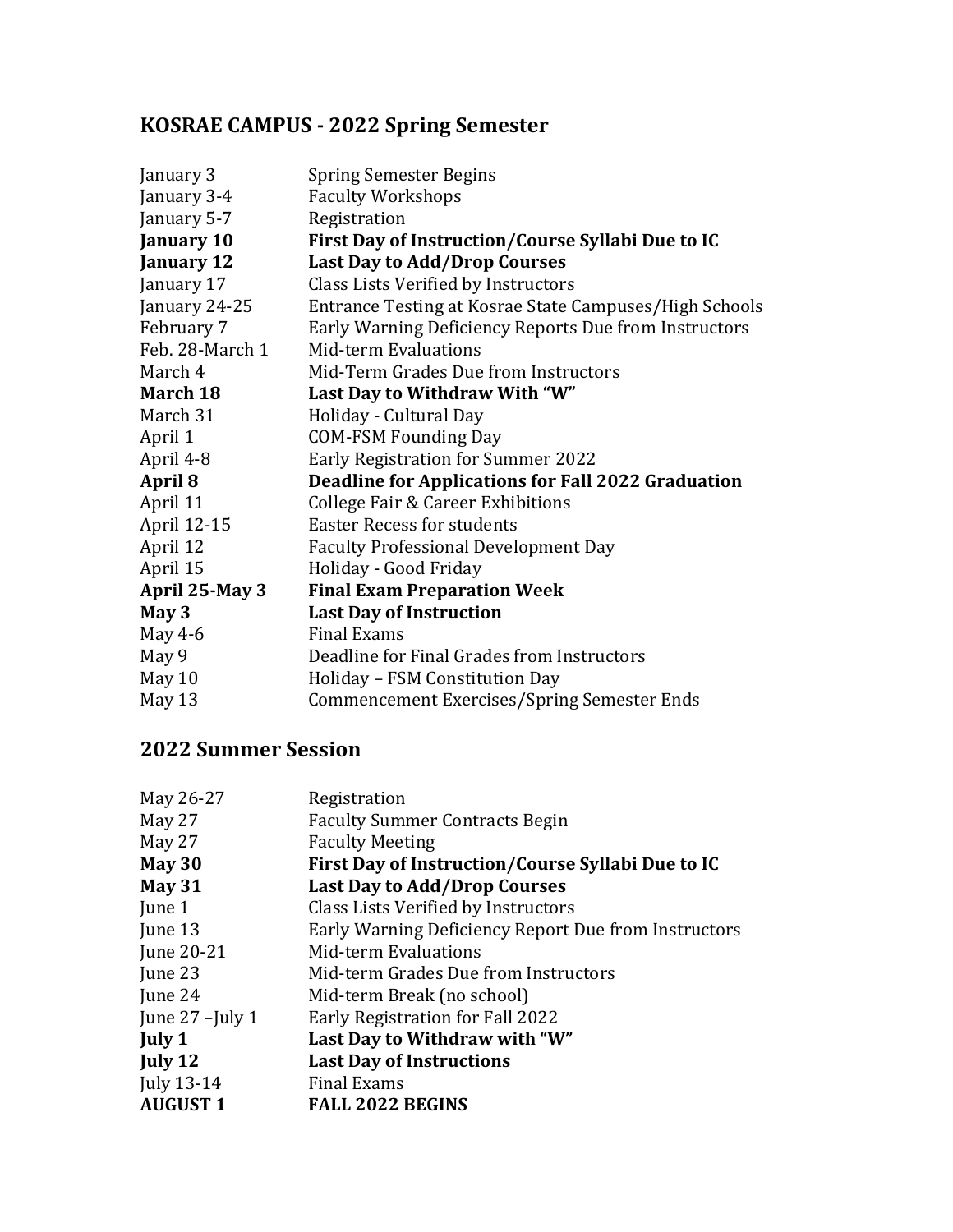## KOSRAE CAMPUS - 2022 Spring Semester

| | |
|---|---|
| January 3 | Spring Semester Begins |
| January 3-4 | Faculty Workshops |
| January 5-7 | Registration |
| **January 10** | **First Day of Instruction/Course Syllabi Due to IC** |
| **January 12** | **Last Day to Add/Drop Courses** |
| January 17 | Class Lists Verified by Instructors |
| January 24-25 | Entrance Testing at Kosrae State Campuses/High Schools |
| February 7 | Early Warning Deficiency Reports Due from Instructors |
| Feb. 28-March 1 | Mid-term Evaluations |
| March 4 | Mid-Term Grades Due from Instructors |
| **March 18** | **Last Day to Withdraw With "W"** |
| March 31 | Holiday - Cultural Day |
| April 1 | COM-FSM Founding Day |
| April 4-8 | Early Registration for Summer 2022 |
| **April 8** | **Deadline for Applications for Fall 2022 Graduation** |
| April 11 | College Fair & Career Exhibitions |
| April 12-15 | Easter Recess for students |
| April 12 | Faculty Professional Development Day |
| April 15 | Holiday - Good Friday |
| **April 25-May 3** | **Final Exam Preparation Week** |
| **May 3** | **Last Day of Instruction** |
| May 4-6 | Final Exams |
| May 9 | Deadline for Final Grades from Instructors |
| May 10 | Holiday – FSM Constitution Day |
| May 13 | Commencement Exercises/Spring Semester Ends |

## 2022 Summer Session

| | |
|---|---|
| May 26-27 | Registration |
| May 27 | Faculty Summer Contracts Begin |
| May 27 | Faculty Meeting |
| **May 30** | **First Day of Instruction/Course Syllabi Due to IC** |
| **May 31** | **Last Day to Add/Drop Courses** |
| June 1 | Class Lists Verified by Instructors |
| June 13 | Early Warning Deficiency Report Due from Instructors |
| June 20-21 | Mid-term Evaluations |
| June 23 | Mid-term Grades Due from Instructors |
| June 24 | Mid-term Break (no school) |
| June 27 –July 1 | Early Registration for Fall 2022 |
| **July 1** | **Last Day to Withdraw with "W"** |
| **July 12** | **Last Day of Instructions** |
| July 13-14 | Final Exams |
| **AUGUST 1** | **FALL 2022 BEGINS** |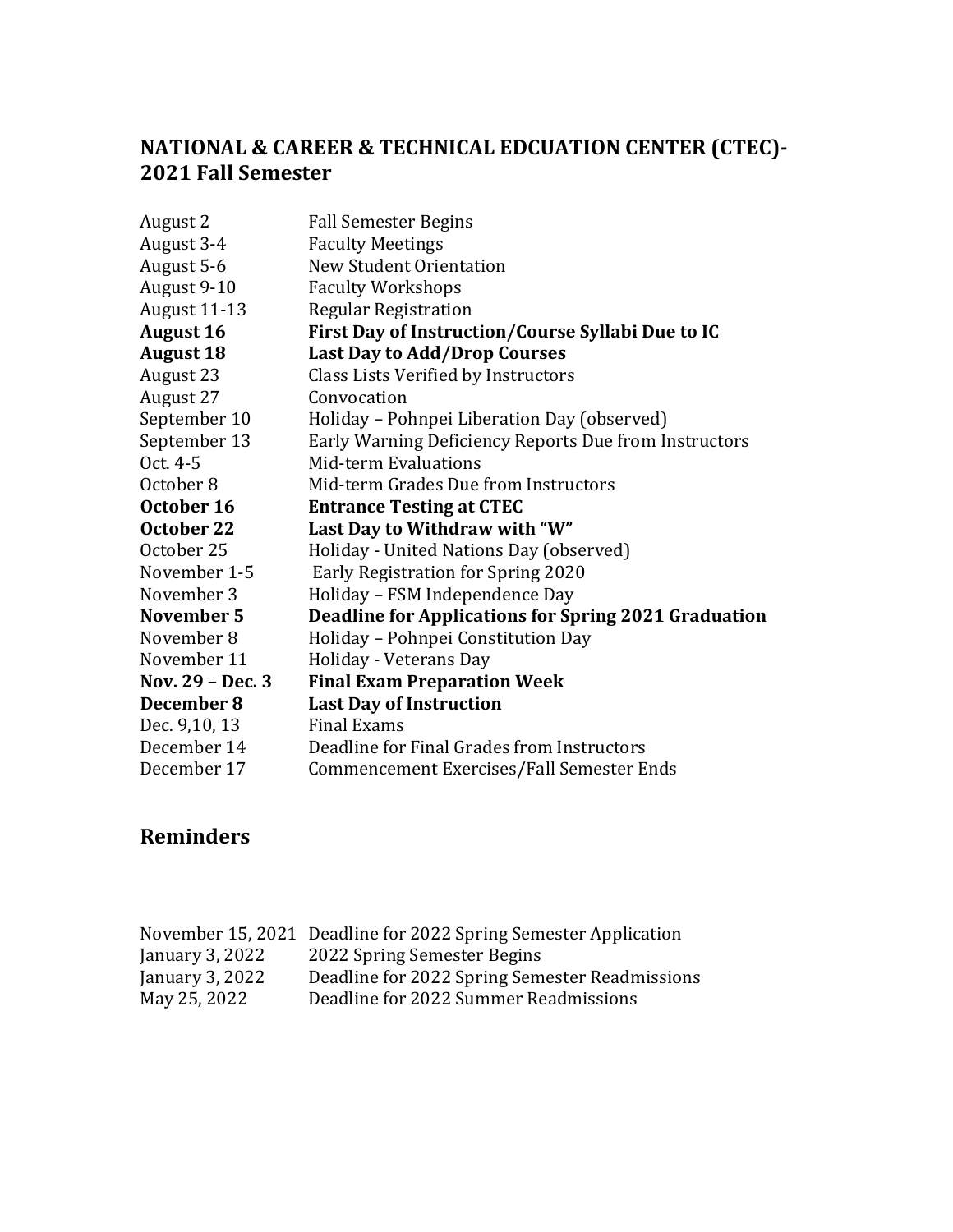## NATIONAL & CAREER & TECHNICAL EDCUATION CENTER (CTEC)- 2021 Fall Semester

| | |
|---|---|
| August 2 | Fall Semester Begins |
| August 3-4 | Faculty Meetings |
| August 5-6 | New Student Orientation |
| August 9-10 | Faculty Workshops |
| August 11-13 | Regular Registration |
| **August 16** | **First Day of Instruction/Course Syllabi Due to IC** |
| **August 18** | **Last Day to Add/Drop Courses** |
| August 23 | Class Lists Verified by Instructors |
| August 27 | Convocation |
| September 10 | Holiday – Pohnpei Liberation Day (observed) |
| September 13 | Early Warning Deficiency Reports Due from Instructors |
| Oct. 4-5 | Mid-term Evaluations |
| October 8 | Mid-term Grades Due from Instructors |
| **October 16** | **Entrance Testing at CTEC** |
| **October 22** | **Last Day to Withdraw with "W"** |
| October 25 | Holiday - United Nations Day (observed) |
| November 1-5 | Early Registration for Spring 2020 |
| November 3 | Holiday – FSM Independence Day |
| **November 5** | **Deadline for Applications for Spring 2021 Graduation** |
| November 8 | Holiday – Pohnpei Constitution Day |
| November 11 | Holiday - Veterans Day |
| **Nov. 29 – Dec. 3** | **Final Exam Preparation Week** |
| **December 8** | **Last Day of Instruction** |
| Dec. 9,10, 13 | Final Exams |
| December 14 | Deadline for Final Grades from Instructors |
| December 17 | Commencement Exercises/Fall Semester Ends |

## Reminders

| | |
|---|---|
| November 15, 2021 | Deadline for 2022 Spring Semester Application |
| January 3, 2022 | 2022 Spring Semester Begins |
| January 3, 2022 | Deadline for 2022 Spring Semester Readmissions |
| May 25, 2022 | Deadline for 2022 Summer Readmissions |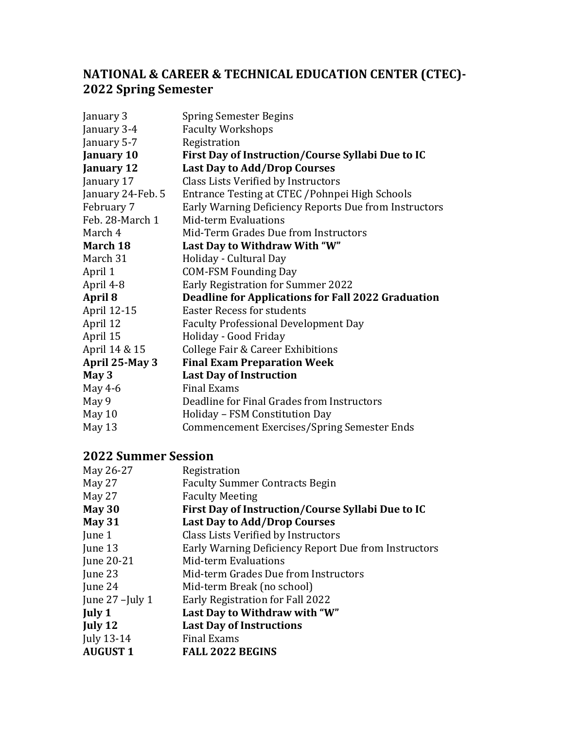## NATIONAL & CAREER & TECHNICAL EDUCATION CENTER (CTEC)-2022 Spring Semester

| | |
|---|---|
| January 3 | Spring Semester Begins |
| January 3-4 | Faculty Workshops |
| January 5-7 | Registration |
| **January 10** | **First Day of Instruction/Course Syllabi Due to IC** |
| **January 12** | **Last Day to Add/Drop Courses** |
| January 17 | Class Lists Verified by Instructors |
| January 24-Feb. 5 | Entrance Testing at CTEC /Pohnpei High Schools |
| February 7 | Early Warning Deficiency Reports Due from Instructors |
| Feb. 28-March 1 | Mid-term Evaluations |
| March 4 | Mid-Term Grades Due from Instructors |
| **March 18** | **Last Day to Withdraw With "W"** |
| March 31 | Holiday - Cultural Day |
| April 1 | COM-FSM Founding Day |
| April 4-8 | Early Registration for Summer 2022 |
| **April 8** | **Deadline for Applications for Fall 2022 Graduation** |
| April 12-15 | Easter Recess for students |
| April 12 | Faculty Professional Development Day |
| April 15 | Holiday - Good Friday |
| April 14 & 15 | College Fair & Career Exhibitions |
| **April 25-May 3** | **Final Exam Preparation Week** |
| **May 3** | **Last Day of Instruction** |
| May 4-6 | Final Exams |
| May 9 | Deadline for Final Grades from Instructors |
| May 10 | Holiday – FSM Constitution Day |
| May 13 | Commencement Exercises/Spring Semester Ends |

## 2022 Summer Session

| | |
|---|---|
| May 26-27 | Registration |
| May 27 | Faculty Summer Contracts Begin |
| May 27 | Faculty Meeting |
| **May 30** | **First Day of Instruction/Course Syllabi Due to IC** |
| **May 31** | **Last Day to Add/Drop Courses** |
| June 1 | Class Lists Verified by Instructors |
| June 13 | Early Warning Deficiency Report Due from Instructors |
| June 20-21 | Mid-term Evaluations |
| June 23 | Mid-term Grades Due from Instructors |
| June 24 | Mid-term Break (no school) |
| June 27 –July 1 | Early Registration for Fall 2022 |
| **July 1** | **Last Day to Withdraw with "W"** |
| **July 12** | **Last Day of Instructions** |
| July 13-14 | Final Exams |
| **AUGUST 1** | **FALL 2022 BEGINS** |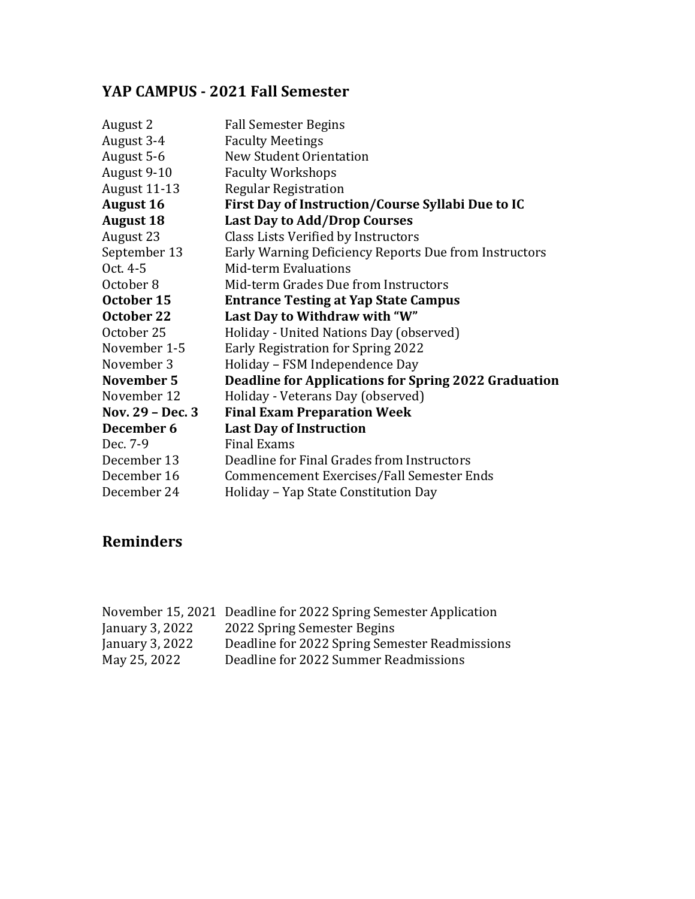## YAP CAMPUS - 2021 Fall Semester

| | |
|---|---|
| August 2 | Fall Semester Begins |
| August 3-4 | Faculty Meetings |
| August 5-6 | New Student Orientation |
| August 9-10 | Faculty Workshops |
| August 11-13 | Regular Registration |
| **August 16** | **First Day of Instruction/Course Syllabi Due to IC** |
| **August 18** | **Last Day to Add/Drop Courses** |
| August 23 | Class Lists Verified by Instructors |
| September 13 | Early Warning Deficiency Reports Due from Instructors |
| Oct. 4-5 | Mid-term Evaluations |
| October 8 | Mid-term Grades Due from Instructors |
| **October 15** | **Entrance Testing at Yap State Campus** |
| **October 22** | **Last Day to Withdraw with "W"** |
| October 25 | Holiday - United Nations Day (observed) |
| November 1-5 | Early Registration for Spring 2022 |
| November 3 | Holiday – FSM Independence Day |
| **November 5** | **Deadline for Applications for Spring 2022 Graduation** |
| November 12 | Holiday - Veterans Day (observed) |
| **Nov. 29 – Dec. 3** | **Final Exam Preparation Week** |
| **December 6** | **Last Day of Instruction** |
| Dec. 7-9 | Final Exams |
| December 13 | Deadline for Final Grades from Instructors |
| December 16 | Commencement Exercises/Fall Semester Ends |
| December 24 | Holiday – Yap State Constitution Day |

## Reminders

| | |
|---|---|
| November 15, 2021 | Deadline for 2022 Spring Semester Application |
| January 3, 2022 | 2022 Spring Semester Begins |
| January 3, 2022 | Deadline for 2022 Spring Semester Readmissions |
| May 25, 2022 | Deadline for 2022 Summer Readmissions |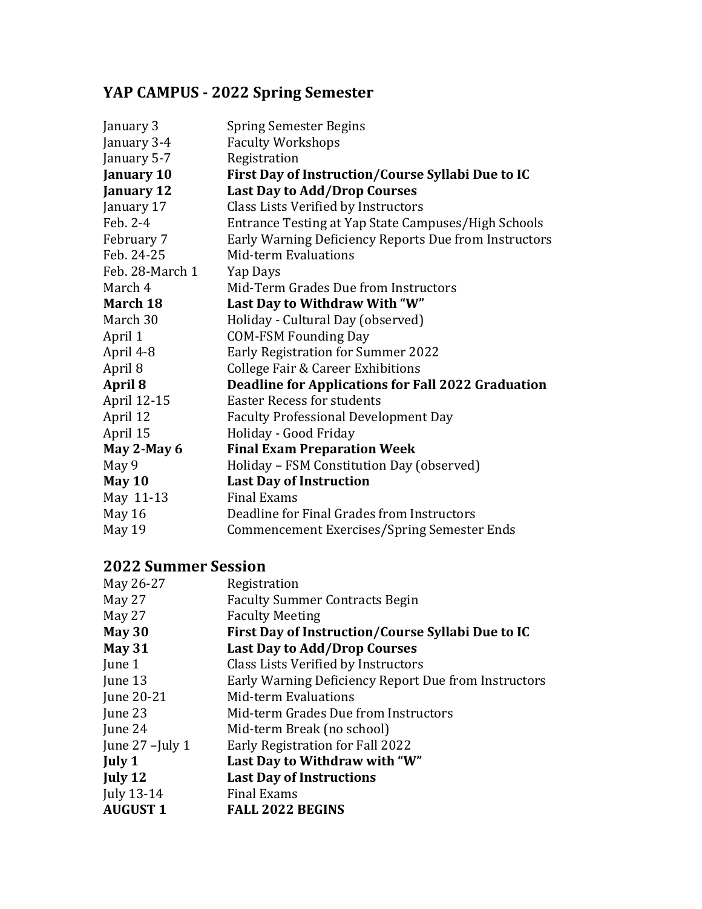## YAP CAMPUS - 2022 Spring Semester

| | |
|---|---|
| January 3 | Spring Semester Begins |
| January 3-4 | Faculty Workshops |
| January 5-7 | Registration |
| **January 10** | **First Day of Instruction/Course Syllabi Due to IC** |
| **January 12** | **Last Day to Add/Drop Courses** |
| January 17 | Class Lists Verified by Instructors |
| Feb. 2-4 | Entrance Testing at Yap State Campuses/High Schools |
| February 7 | Early Warning Deficiency Reports Due from Instructors |
| Feb. 24-25 | Mid-term Evaluations |
| Feb. 28-March 1 | Yap Days |
| March 4 | Mid-Term Grades Due from Instructors |
| **March 18** | **Last Day to Withdraw With "W"** |
| March 30 | Holiday - Cultural Day (observed) |
| April 1 | COM-FSM Founding Day |
| April 4-8 | Early Registration for Summer 2022 |
| April 8 | College Fair & Career Exhibitions |
| **April 8** | **Deadline for Applications for Fall 2022 Graduation** |
| April 12-15 | Easter Recess for students |
| April 12 | Faculty Professional Development Day |
| April 15 | Holiday - Good Friday |
| **May 2-May 6** | **Final Exam Preparation Week** |
| May 9 | Holiday – FSM Constitution Day (observed) |
| **May 10** | **Last Day of Instruction** |
| May 11-13 | Final Exams |
| May 16 | Deadline for Final Grades from Instructors |
| May 19 | Commencement Exercises/Spring Semester Ends |

## 2022 Summer Session

| | |
|---|---|
| May 26-27 | Registration |
| May 27 | Faculty Summer Contracts Begin |
| May 27 | Faculty Meeting |
| **May 30** | **First Day of Instruction/Course Syllabi Due to IC** |
| **May 31** | **Last Day to Add/Drop Courses** |
| June 1 | Class Lists Verified by Instructors |
| June 13 | Early Warning Deficiency Report Due from Instructors |
| June 20-21 | Mid-term Evaluations |
| June 23 | Mid-term Grades Due from Instructors |
| June 24 | Mid-term Break (no school) |
| June 27 –July 1 | Early Registration for Fall 2022 |
| **July 1** | **Last Day to Withdraw with "W"** |
| **July 12** | **Last Day of Instructions** |
| July 13-14 | Final Exams |
| **AUGUST 1** | **FALL 2022 BEGINS** |